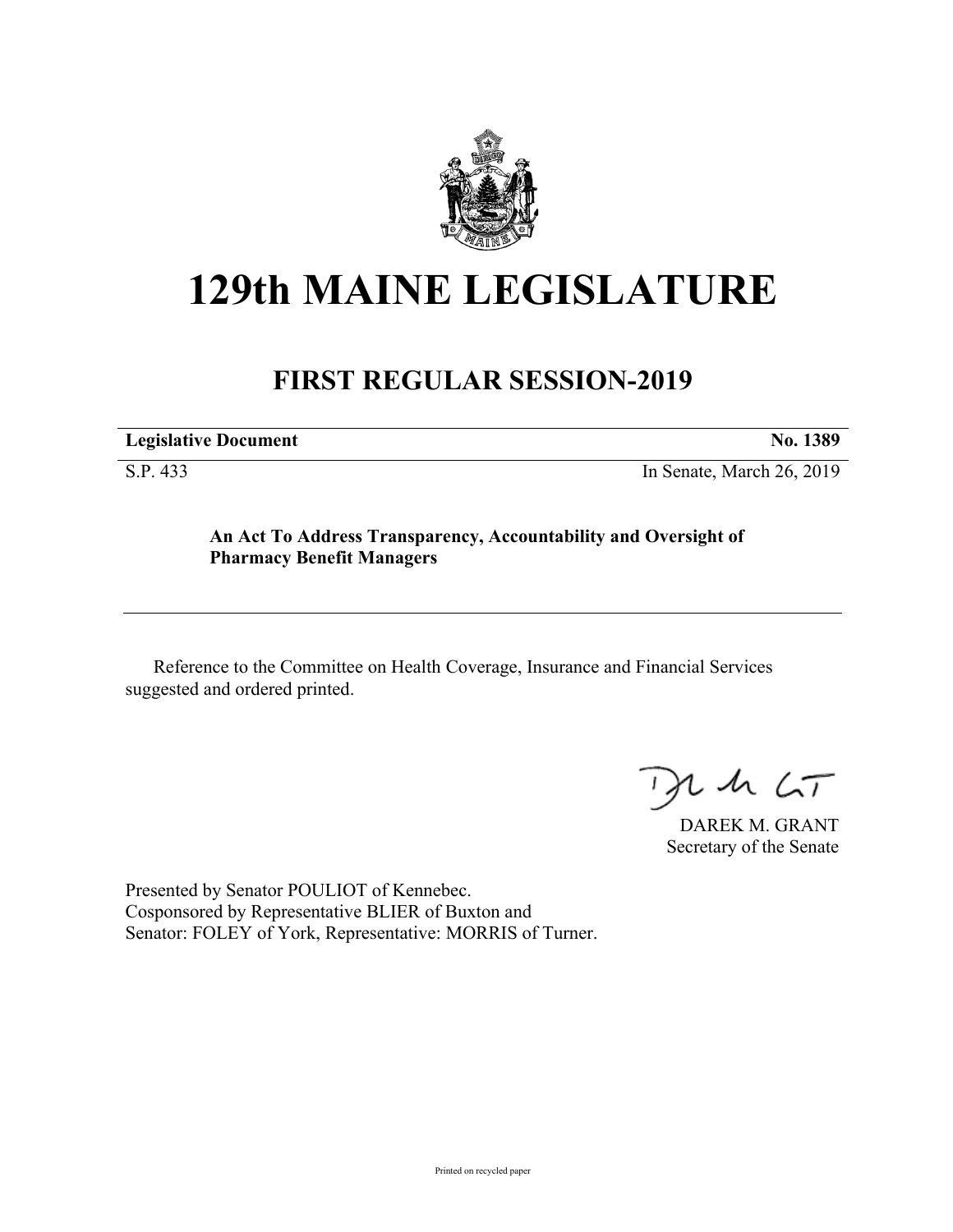# 129th MAINE LEGISLATURE

## FIRST REGULAR SESSION-2019

| **Legislative Document** | **No. 1389** |
|---|---|
| S.P. 433 | In Senate, March 26, 2019 |

**An Act To Address Transparency, Accountability and Oversight of Pharmacy Benefit Managers**

Reference to the Committee on Health Coverage, Insurance and Financial Services suggested and ordered printed.

DAREK M. GRANT
Secretary of the Senate

Presented by Senator POULIOT of Kennebec.
Cosponsored by Representative BLIER of Buxton and
Senator: FOLEY of York, Representative: MORRIS of Turner.

Printed on recycled paper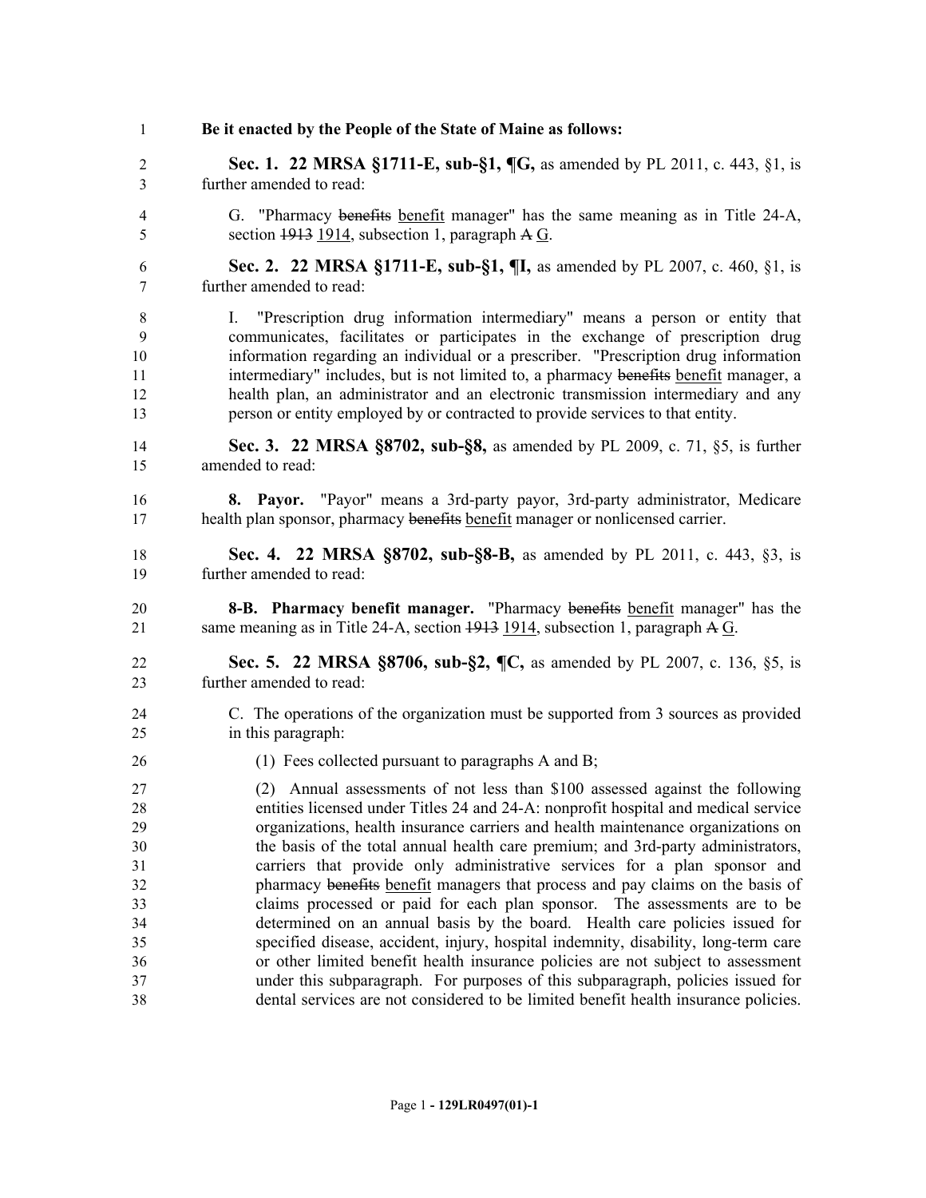**Be it enacted by the People of the State of Maine as follows:**

**Sec. 1. 22 MRSA §1711-E, sub-§1, ¶G,** as amended by PL 2011, c. 443, §1, is further amended to read:

G. "Pharmacy ~~benefits~~ <u>benefit</u> manager" has the same meaning as in Title 24-A, section ~~1913~~ <u>1914</u>, subsection 1, paragraph ~~A~~ <u>G</u>.

**Sec. 2. 22 MRSA §1711-E, sub-§1, ¶I,** as amended by PL 2007, c. 460, §1, is further amended to read:

I. "Prescription drug information intermediary" means a person or entity that communicates, facilitates or participates in the exchange of prescription drug information regarding an individual or a prescriber. "Prescription drug information intermediary" includes, but is not limited to, a pharmacy ~~benefits~~ <u>benefit</u> manager, a health plan, an administrator and an electronic transmission intermediary and any person or entity employed by or contracted to provide services to that entity.

**Sec. 3. 22 MRSA §8702, sub-§8,** as amended by PL 2009, c. 71, §5, is further amended to read:

**8. Payor.** "Payor" means a 3rd-party payor, 3rd-party administrator, Medicare health plan sponsor, pharmacy ~~benefits~~ <u>benefit</u> manager or nonlicensed carrier.

**Sec. 4. 22 MRSA §8702, sub-§8-B,** as amended by PL 2011, c. 443, §3, is further amended to read:

**8-B. Pharmacy benefit manager.** "Pharmacy ~~benefits~~ <u>benefit</u> manager" has the same meaning as in Title 24-A, section ~~1913~~ <u>1914</u>, subsection 1, paragraph ~~A~~ <u>G</u>.

**Sec. 5. 22 MRSA §8706, sub-§2, ¶C,** as amended by PL 2007, c. 136, §5, is further amended to read:

C. The operations of the organization must be supported from 3 sources as provided in this paragraph:

(1) Fees collected pursuant to paragraphs A and B;

(2) Annual assessments of not less than $100 assessed against the following entities licensed under Titles 24 and 24-A: nonprofit hospital and medical service organizations, health insurance carriers and health maintenance organizations on the basis of the total annual health care premium; and 3rd-party administrators, carriers that provide only administrative services for a plan sponsor and pharmacy ~~benefits~~ <u>benefit</u> managers that process and pay claims on the basis of claims processed or paid for each plan sponsor. The assessments are to be determined on an annual basis by the board. Health care policies issued for specified disease, accident, injury, hospital indemnity, disability, long-term care or other limited benefit health insurance policies are not subject to assessment under this subparagraph. For purposes of this subparagraph, policies issued for dental services are not considered to be limited benefit health insurance policies.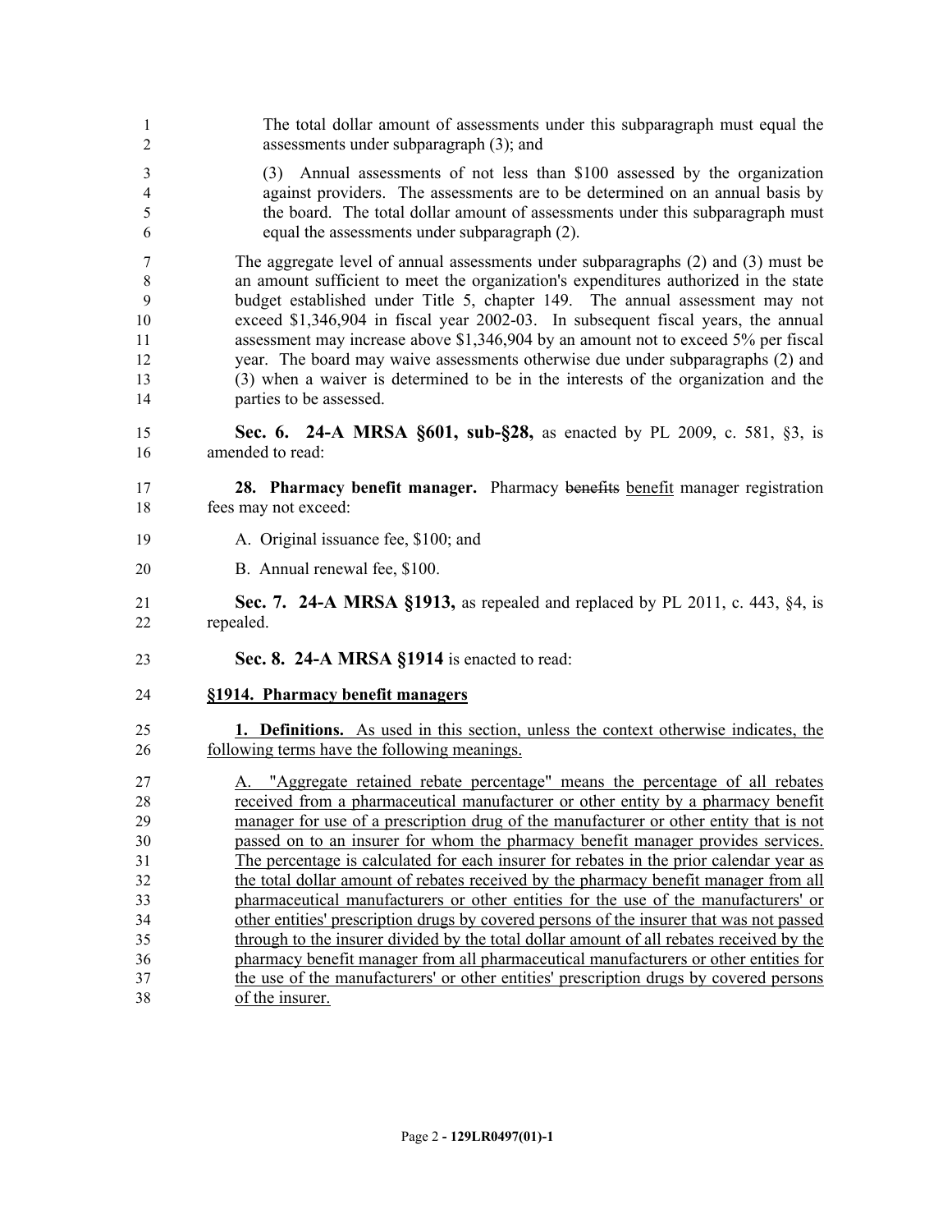The total dollar amount of assessments under this subparagraph must equal the assessments under subparagraph (3); and

(3) Annual assessments of not less than $100 assessed by the organization against providers. The assessments are to be determined on an annual basis by the board. The total dollar amount of assessments under this subparagraph must equal the assessments under subparagraph (2).

The aggregate level of annual assessments under subparagraphs (2) and (3) must be an amount sufficient to meet the organization's expenditures authorized in the state budget established under Title 5, chapter 149. The annual assessment may not exceed $1,346,904 in fiscal year 2002-03. In subsequent fiscal years, the annual assessment may increase above $1,346,904 by an amount not to exceed 5% per fiscal year. The board may waive assessments otherwise due under subparagraphs (2) and (3) when a waiver is determined to be in the interests of the organization and the parties to be assessed.

**Sec. 6. 24-A MRSA §601, sub-§28,** as enacted by PL 2009, c. 581, §3, is amended to read:

**28. Pharmacy benefit manager.** Pharmacy ~~benefits~~ benefit manager registration fees may not exceed:

A. Original issuance fee, $100; and

B. Annual renewal fee, $100.

**Sec. 7. 24-A MRSA §1913,** as repealed and replaced by PL 2011, c. 443, §4, is repealed.

**Sec. 8. 24-A MRSA §1914** is enacted to read:

**§1914. Pharmacy benefit managers**

**1. Definitions.** As used in this section, unless the context otherwise indicates, the following terms have the following meanings.

A. "Aggregate retained rebate percentage" means the percentage of all rebates received from a pharmaceutical manufacturer or other entity by a pharmacy benefit manager for use of a prescription drug of the manufacturer or other entity that is not passed on to an insurer for whom the pharmacy benefit manager provides services. The percentage is calculated for each insurer for rebates in the prior calendar year as the total dollar amount of rebates received by the pharmacy benefit manager from all pharmaceutical manufacturers or other entities for the use of the manufacturers' or other entities' prescription drugs by covered persons of the insurer that was not passed through to the insurer divided by the total dollar amount of all rebates received by the pharmacy benefit manager from all pharmaceutical manufacturers or other entities for the use of the manufacturers' or other entities' prescription drugs by covered persons of the insurer.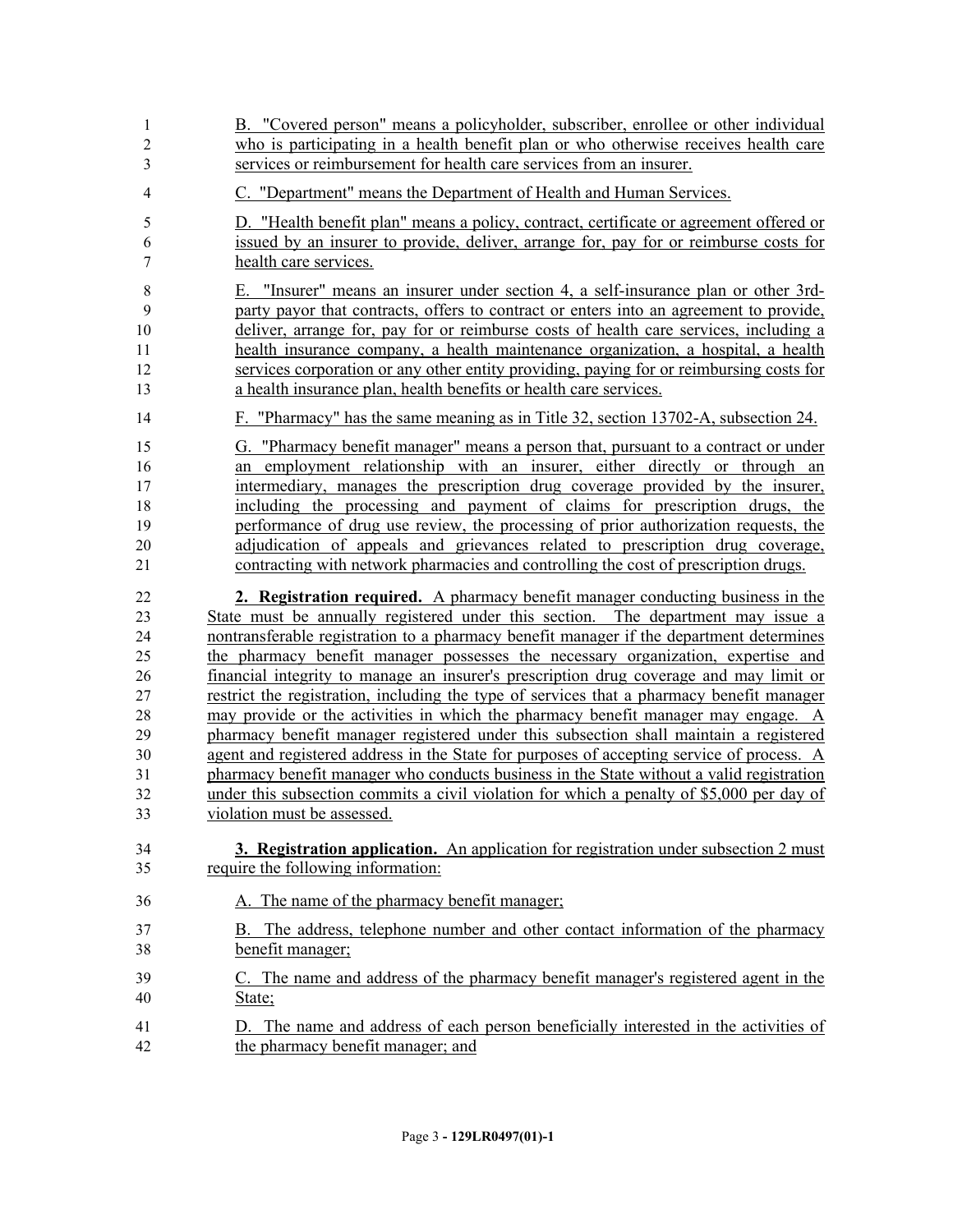B. "Covered person" means a policyholder, subscriber, enrollee or other individual who is participating in a health benefit plan or who otherwise receives health care services or reimbursement for health care services from an insurer.

C. "Department" means the Department of Health and Human Services.

D. "Health benefit plan" means a policy, contract, certificate or agreement offered or issued by an insurer to provide, deliver, arrange for, pay for or reimburse costs for health care services.

E. "Insurer" means an insurer under section 4, a self-insurance plan or other 3rd-party payor that contracts, offers to contract or enters into an agreement to provide, deliver, arrange for, pay for or reimburse costs of health care services, including a health insurance company, a health maintenance organization, a hospital, a health services corporation or any other entity providing, paying for or reimbursing costs for a health insurance plan, health benefits or health care services.

F. "Pharmacy" has the same meaning as in Title 32, section 13702-A, subsection 24.

G. "Pharmacy benefit manager" means a person that, pursuant to a contract or under an employment relationship with an insurer, either directly or through an intermediary, manages the prescription drug coverage provided by the insurer, including the processing and payment of claims for prescription drugs, the performance of drug use review, the processing of prior authorization requests, the adjudication of appeals and grievances related to prescription drug coverage, contracting with network pharmacies and controlling the cost of prescription drugs.

**2. Registration required.** A pharmacy benefit manager conducting business in the State must be annually registered under this section. The department may issue a nontransferable registration to a pharmacy benefit manager if the department determines the pharmacy benefit manager possesses the necessary organization, expertise and financial integrity to manage an insurer's prescription drug coverage and may limit or restrict the registration, including the type of services that a pharmacy benefit manager may provide or the activities in which the pharmacy benefit manager may engage. A pharmacy benefit manager registered under this subsection shall maintain a registered agent and registered address in the State for purposes of accepting service of process. A pharmacy benefit manager who conducts business in the State without a valid registration under this subsection commits a civil violation for which a penalty of $5,000 per day of violation must be assessed.

**3. Registration application.** An application for registration under subsection 2 must require the following information:

A. The name of the pharmacy benefit manager;

B. The address, telephone number and other contact information of the pharmacy benefit manager;

C. The name and address of the pharmacy benefit manager's registered agent in the State;

D. The name and address of each person beneficially interested in the activities of the pharmacy benefit manager; and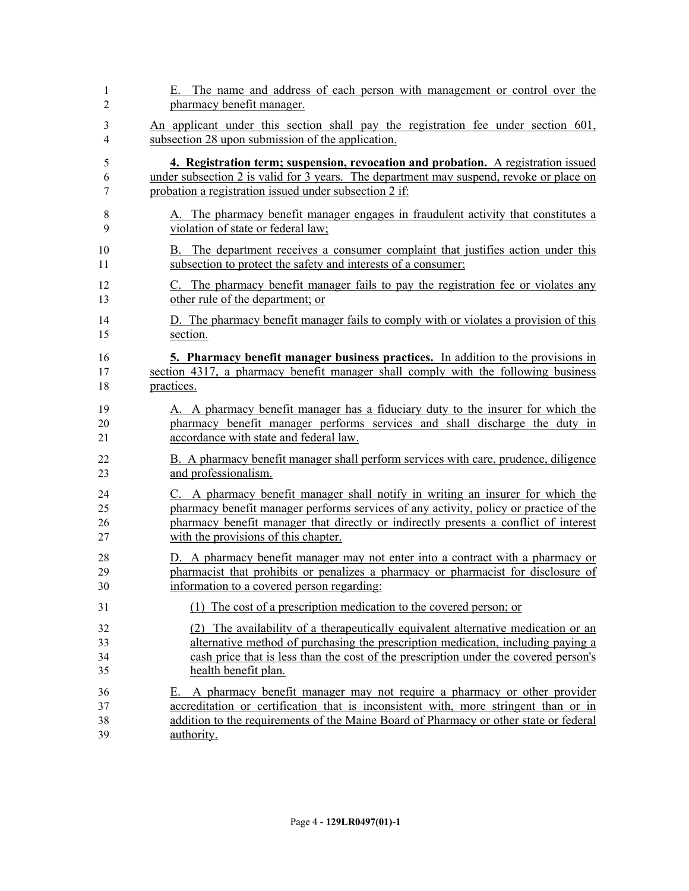E. The name and address of each person with management or control over the pharmacy benefit manager.

An applicant under this section shall pay the registration fee under section 601, subsection 28 upon submission of the application.

**4. Registration term; suspension, revocation and probation.** A registration issued under subsection 2 is valid for 3 years. The department may suspend, revoke or place on probation a registration issued under subsection 2 if:

A. The pharmacy benefit manager engages in fraudulent activity that constitutes a violation of state or federal law;

B. The department receives a consumer complaint that justifies action under this subsection to protect the safety and interests of a consumer;

C. The pharmacy benefit manager fails to pay the registration fee or violates any other rule of the department; or

D. The pharmacy benefit manager fails to comply with or violates a provision of this section.

**5. Pharmacy benefit manager business practices.** In addition to the provisions in section 4317, a pharmacy benefit manager shall comply with the following business practices.

A. A pharmacy benefit manager has a fiduciary duty to the insurer for which the pharmacy benefit manager performs services and shall discharge the duty in accordance with state and federal law.

B. A pharmacy benefit manager shall perform services with care, prudence, diligence and professionalism.

C. A pharmacy benefit manager shall notify in writing an insurer for which the pharmacy benefit manager performs services of any activity, policy or practice of the pharmacy benefit manager that directly or indirectly presents a conflict of interest with the provisions of this chapter.

D. A pharmacy benefit manager may not enter into a contract with a pharmacy or pharmacist that prohibits or penalizes a pharmacy or pharmacist for disclosure of information to a covered person regarding:

(1) The cost of a prescription medication to the covered person; or

(2) The availability of a therapeutically equivalent alternative medication or an alternative method of purchasing the prescription medication, including paying a cash price that is less than the cost of the prescription under the covered person's health benefit plan.

E. A pharmacy benefit manager may not require a pharmacy or other provider accreditation or certification that is inconsistent with, more stringent than or in addition to the requirements of the Maine Board of Pharmacy or other state or federal authority.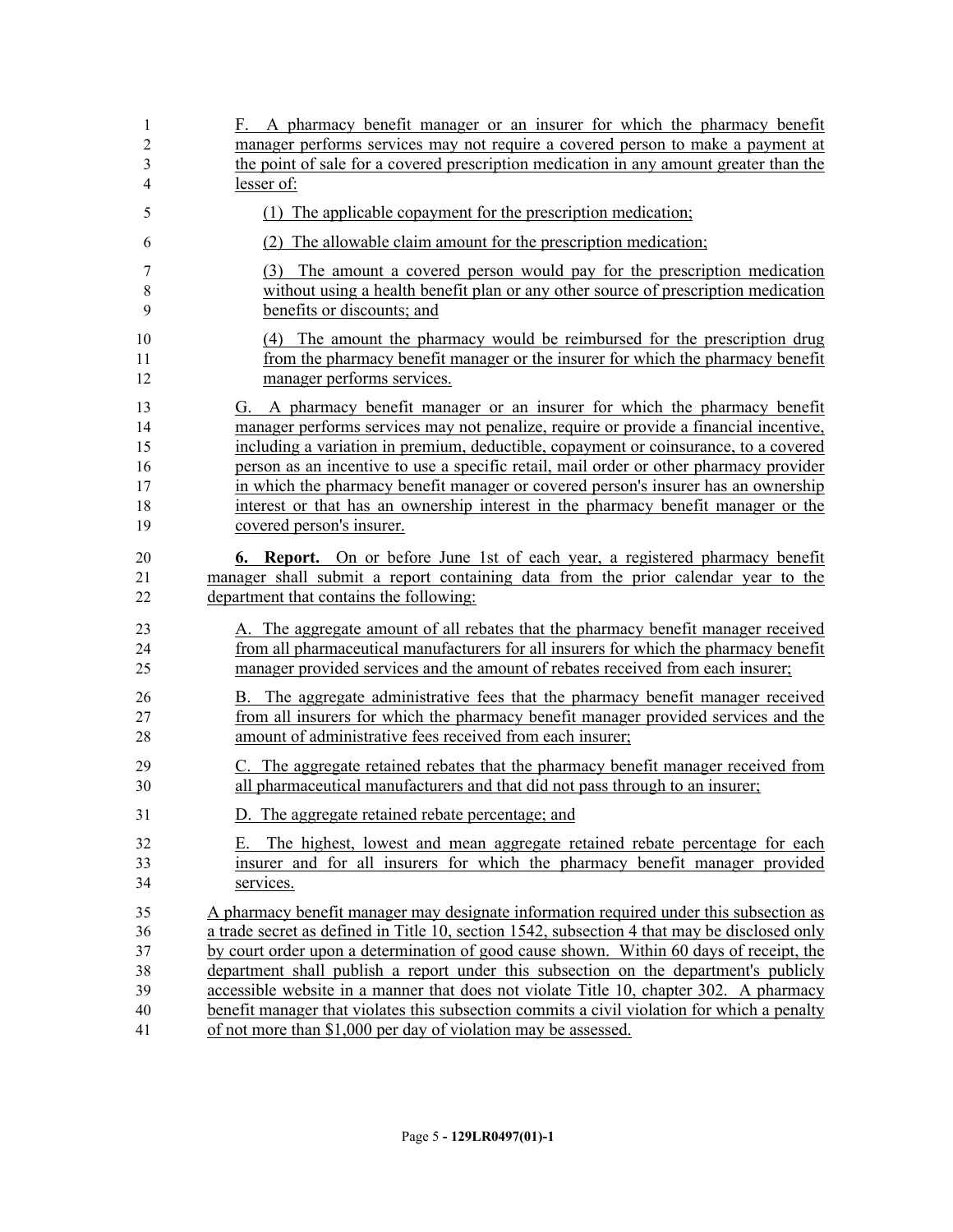F. A pharmacy benefit manager or an insurer for which the pharmacy benefit manager performs services may not require a covered person to make a payment at the point of sale for a covered prescription medication in any amount greater than the lesser of:

(1) The applicable copayment for the prescription medication;

(2) The allowable claim amount for the prescription medication;

(3) The amount a covered person would pay for the prescription medication without using a health benefit plan or any other source of prescription medication benefits or discounts; and

(4) The amount the pharmacy would be reimbursed for the prescription drug from the pharmacy benefit manager or the insurer for which the pharmacy benefit manager performs services.

G. A pharmacy benefit manager or an insurer for which the pharmacy benefit manager performs services may not penalize, require or provide a financial incentive, including a variation in premium, deductible, copayment or coinsurance, to a covered person as an incentive to use a specific retail, mail order or other pharmacy provider in which the pharmacy benefit manager or covered person's insurer has an ownership interest or that has an ownership interest in the pharmacy benefit manager or the covered person's insurer.

**6. Report.** On or before June 1st of each year, a registered pharmacy benefit manager shall submit a report containing data from the prior calendar year to the department that contains the following:

A. The aggregate amount of all rebates that the pharmacy benefit manager received from all pharmaceutical manufacturers for all insurers for which the pharmacy benefit manager provided services and the amount of rebates received from each insurer;

B. The aggregate administrative fees that the pharmacy benefit manager received from all insurers for which the pharmacy benefit manager provided services and the amount of administrative fees received from each insurer;

C. The aggregate retained rebates that the pharmacy benefit manager received from all pharmaceutical manufacturers and that did not pass through to an insurer;

D. The aggregate retained rebate percentage; and

E. The highest, lowest and mean aggregate retained rebate percentage for each insurer and for all insurers for which the pharmacy benefit manager provided services.

A pharmacy benefit manager may designate information required under this subsection as a trade secret as defined in Title 10, section 1542, subsection 4 that may be disclosed only by court order upon a determination of good cause shown. Within 60 days of receipt, the department shall publish a report under this subsection on the department's publicly accessible website in a manner that does not violate Title 10, chapter 302. A pharmacy benefit manager that violates this subsection commits a civil violation for which a penalty of not more than $1,000 per day of violation may be assessed.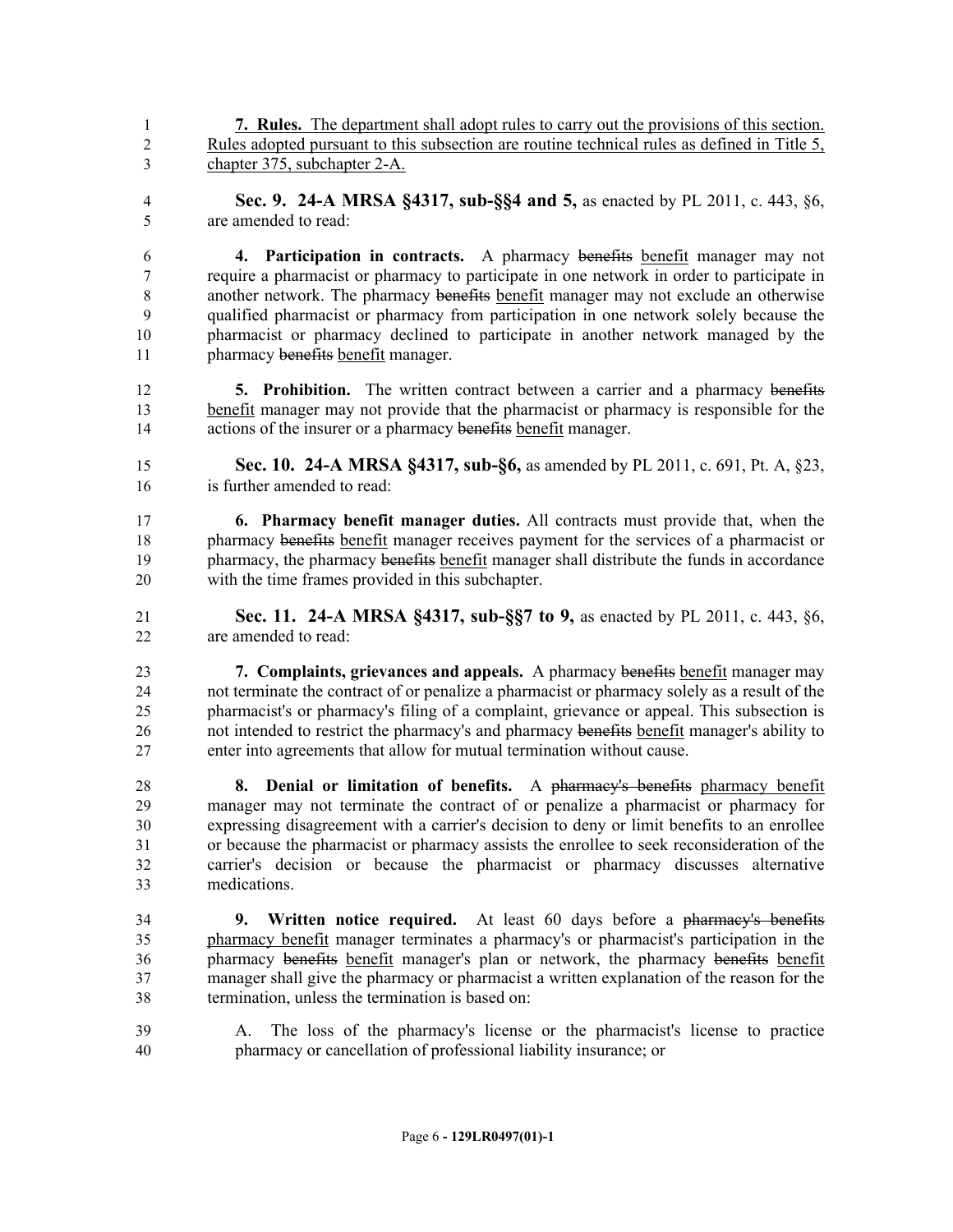**7. Rules.** The department shall adopt rules to carry out the provisions of this section. Rules adopted pursuant to this subsection are routine technical rules as defined in Title 5, chapter 375, subchapter 2-A.

**Sec. 9. 24-A MRSA §4317, sub-§§4 and 5,** as enacted by PL 2011, c. 443, §6, are amended to read:

**4. Participation in contracts.** A pharmacy ~~benefits~~ benefit manager may not require a pharmacist or pharmacy to participate in one network in order to participate in another network. The pharmacy ~~benefits~~ benefit manager may not exclude an otherwise qualified pharmacist or pharmacy from participation in one network solely because the pharmacist or pharmacy declined to participate in another network managed by the pharmacy ~~benefits~~ benefit manager.

**5. Prohibition.** The written contract between a carrier and a pharmacy ~~benefits~~ benefit manager may not provide that the pharmacist or pharmacy is responsible for the actions of the insurer or a pharmacy ~~benefits~~ benefit manager.

**Sec. 10. 24-A MRSA §4317, sub-§6,** as amended by PL 2011, c. 691, Pt. A, §23, is further amended to read:

**6. Pharmacy benefit manager duties.** All contracts must provide that, when the pharmacy ~~benefits~~ benefit manager receives payment for the services of a pharmacist or pharmacy, the pharmacy ~~benefits~~ benefit manager shall distribute the funds in accordance with the time frames provided in this subchapter.

**Sec. 11. 24-A MRSA §4317, sub-§§7 to 9,** as enacted by PL 2011, c. 443, §6, are amended to read:

**7. Complaints, grievances and appeals.** A pharmacy ~~benefits~~ benefit manager may not terminate the contract of or penalize a pharmacist or pharmacy solely as a result of the pharmacist's or pharmacy's filing of a complaint, grievance or appeal. This subsection is not intended to restrict the pharmacy's and pharmacy ~~benefits~~ benefit manager's ability to enter into agreements that allow for mutual termination without cause.

**8. Denial or limitation of benefits.** A ~~pharmacy's benefits~~ pharmacy benefit manager may not terminate the contract of or penalize a pharmacist or pharmacy for expressing disagreement with a carrier's decision to deny or limit benefits to an enrollee or because the pharmacist or pharmacy assists the enrollee to seek reconsideration of the carrier's decision or because the pharmacist or pharmacy discusses alternative medications.

**9. Written notice required.** At least 60 days before a ~~pharmacy's benefits~~ pharmacy benefit manager terminates a pharmacy's or pharmacist's participation in the pharmacy ~~benefits~~ benefit manager's plan or network, the pharmacy ~~benefits~~ benefit manager shall give the pharmacy or pharmacist a written explanation of the reason for the termination, unless the termination is based on:

A. The loss of the pharmacy's license or the pharmacist's license to practice pharmacy or cancellation of professional liability insurance; or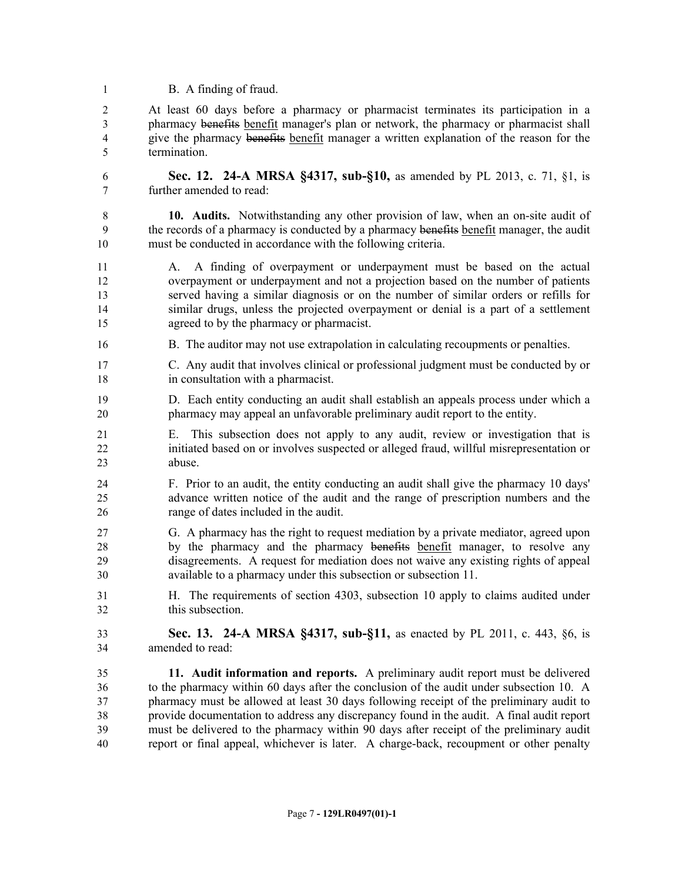B. A finding of fraud.

At least 60 days before a pharmacy or pharmacist terminates its participation in a pharmacy ~~benefits~~ benefit manager's plan or network, the pharmacy or pharmacist shall give the pharmacy ~~benefits~~ benefit manager a written explanation of the reason for the termination.

**Sec. 12. 24-A MRSA §4317, sub-§10,** as amended by PL 2013, c. 71, §1, is further amended to read:

**10. Audits.** Notwithstanding any other provision of law, when an on-site audit of the records of a pharmacy is conducted by a pharmacy ~~benefits~~ benefit manager, the audit must be conducted in accordance with the following criteria.

A. A finding of overpayment or underpayment must be based on the actual overpayment or underpayment and not a projection based on the number of patients served having a similar diagnosis or on the number of similar orders or refills for similar drugs, unless the projected overpayment or denial is a part of a settlement agreed to by the pharmacy or pharmacist.

B. The auditor may not use extrapolation in calculating recoupments or penalties.

C. Any audit that involves clinical or professional judgment must be conducted by or in consultation with a pharmacist.

D. Each entity conducting an audit shall establish an appeals process under which a pharmacy may appeal an unfavorable preliminary audit report to the entity.

E. This subsection does not apply to any audit, review or investigation that is initiated based on or involves suspected or alleged fraud, willful misrepresentation or abuse.

F. Prior to an audit, the entity conducting an audit shall give the pharmacy 10 days' advance written notice of the audit and the range of prescription numbers and the range of dates included in the audit.

G. A pharmacy has the right to request mediation by a private mediator, agreed upon by the pharmacy and the pharmacy ~~benefits~~ benefit manager, to resolve any disagreements. A request for mediation does not waive any existing rights of appeal available to a pharmacy under this subsection or subsection 11.

H. The requirements of section 4303, subsection 10 apply to claims audited under this subsection.

**Sec. 13. 24-A MRSA §4317, sub-§11,** as enacted by PL 2011, c. 443, §6, is amended to read:

**11. Audit information and reports.** A preliminary audit report must be delivered to the pharmacy within 60 days after the conclusion of the audit under subsection 10. A pharmacy must be allowed at least 30 days following receipt of the preliminary audit to provide documentation to address any discrepancy found in the audit. A final audit report must be delivered to the pharmacy within 90 days after receipt of the preliminary audit report or final appeal, whichever is later. A charge-back, recoupment or other penalty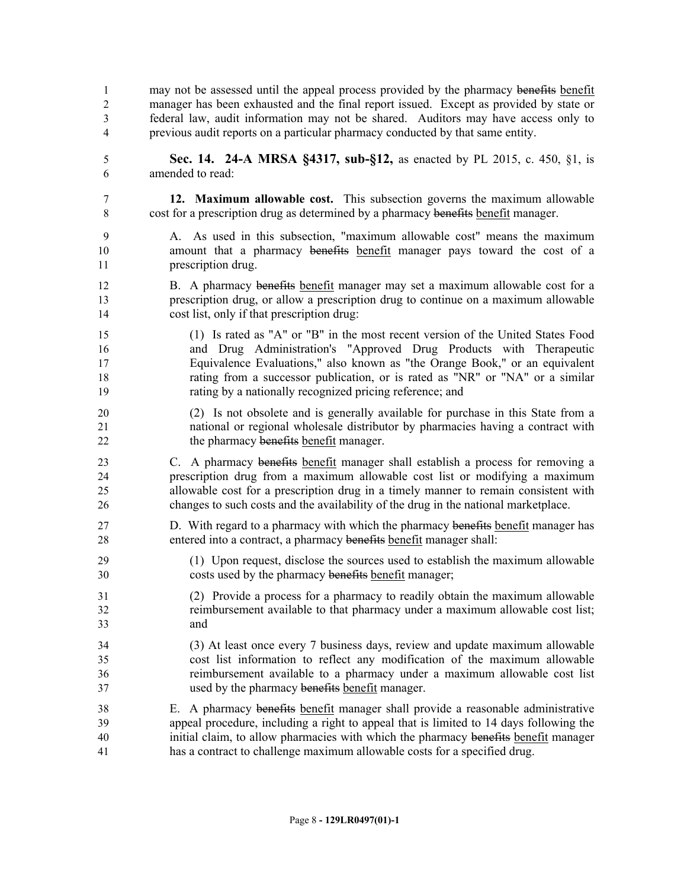may not be assessed until the appeal process provided by the pharmacy ~~benefits~~ benefit manager has been exhausted and the final report issued. Except as provided by state or federal law, audit information may not be shared. Auditors may have access only to previous audit reports on a particular pharmacy conducted by that same entity.

**Sec. 14. 24-A MRSA §4317, sub-§12,** as enacted by PL 2015, c. 450, §1, is amended to read:

**12. Maximum allowable cost.** This subsection governs the maximum allowable cost for a prescription drug as determined by a pharmacy ~~benefits~~ benefit manager.

A. As used in this subsection, "maximum allowable cost" means the maximum amount that a pharmacy ~~benefits~~ benefit manager pays toward the cost of a prescription drug.

B. A pharmacy ~~benefits~~ benefit manager may set a maximum allowable cost for a prescription drug, or allow a prescription drug to continue on a maximum allowable cost list, only if that prescription drug:

(1) Is rated as "A" or "B" in the most recent version of the United States Food and Drug Administration's "Approved Drug Products with Therapeutic Equivalence Evaluations," also known as "the Orange Book," or an equivalent rating from a successor publication, or is rated as "NR" or "NA" or a similar rating by a nationally recognized pricing reference; and

(2) Is not obsolete and is generally available for purchase in this State from a national or regional wholesale distributor by pharmacies having a contract with the pharmacy ~~benefits~~ benefit manager.

C. A pharmacy ~~benefits~~ benefit manager shall establish a process for removing a prescription drug from a maximum allowable cost list or modifying a maximum allowable cost for a prescription drug in a timely manner to remain consistent with changes to such costs and the availability of the drug in the national marketplace.

D. With regard to a pharmacy with which the pharmacy ~~benefits~~ benefit manager has entered into a contract, a pharmacy ~~benefits~~ benefit manager shall:

(1) Upon request, disclose the sources used to establish the maximum allowable costs used by the pharmacy ~~benefits~~ benefit manager;

(2) Provide a process for a pharmacy to readily obtain the maximum allowable reimbursement available to that pharmacy under a maximum allowable cost list; and

(3) At least once every 7 business days, review and update maximum allowable cost list information to reflect any modification of the maximum allowable reimbursement available to a pharmacy under a maximum allowable cost list used by the pharmacy ~~benefits~~ benefit manager.

E. A pharmacy ~~benefits~~ benefit manager shall provide a reasonable administrative appeal procedure, including a right to appeal that is limited to 14 days following the initial claim, to allow pharmacies with which the pharmacy ~~benefits~~ benefit manager has a contract to challenge maximum allowable costs for a specified drug.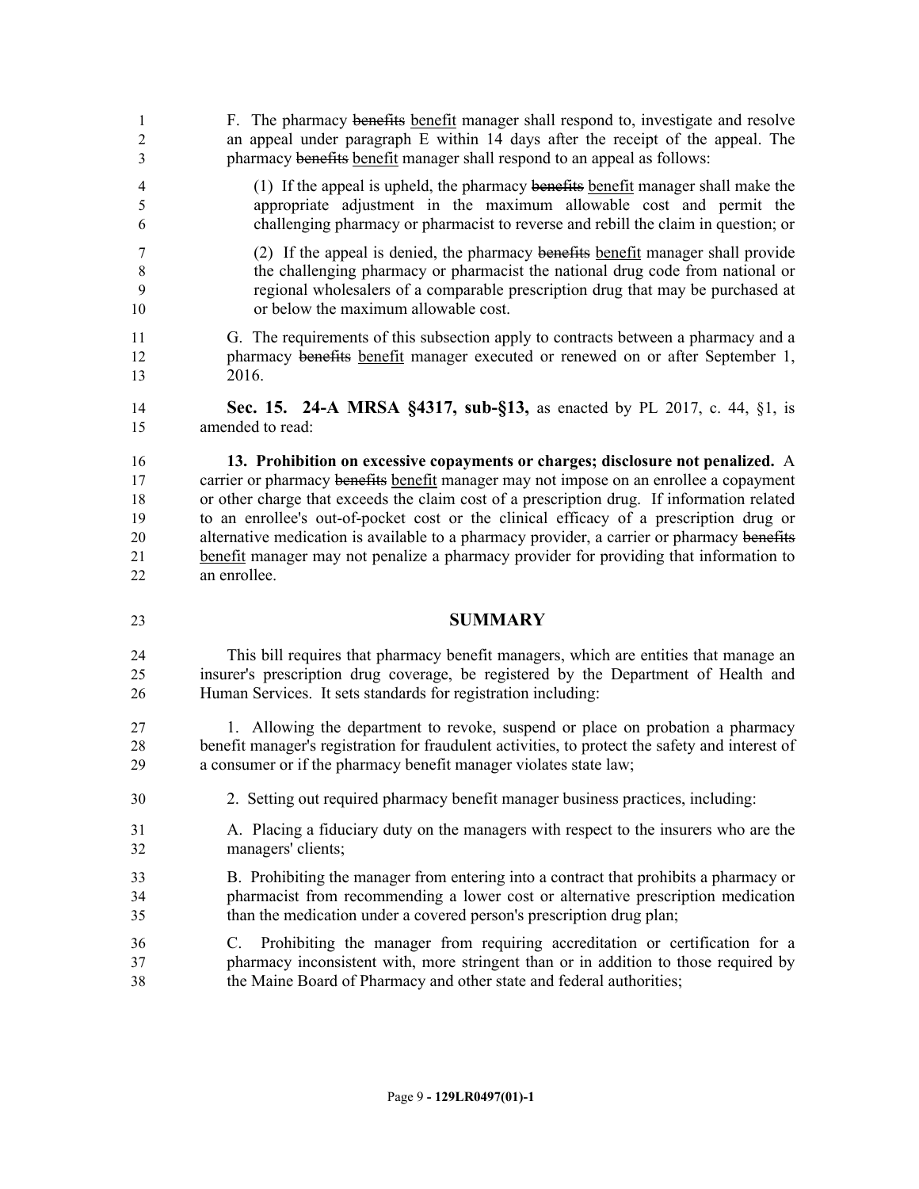F. The pharmacy ~~benefits~~ benefit manager shall respond to, investigate and resolve an appeal under paragraph E within 14 days after the receipt of the appeal. The pharmacy ~~benefits~~ benefit manager shall respond to an appeal as follows:

(1) If the appeal is upheld, the pharmacy ~~benefits~~ benefit manager shall make the appropriate adjustment in the maximum allowable cost and permit the challenging pharmacy or pharmacist to reverse and rebill the claim in question; or

(2) If the appeal is denied, the pharmacy ~~benefits~~ benefit manager shall provide the challenging pharmacy or pharmacist the national drug code from national or regional wholesalers of a comparable prescription drug that may be purchased at or below the maximum allowable cost.

G. The requirements of this subsection apply to contracts between a pharmacy and a pharmacy ~~benefits~~ benefit manager executed or renewed on or after September 1, 2016.

**Sec. 15. 24-A MRSA §4317, sub-§13,** as enacted by PL 2017, c. 44, §1, is amended to read:

**13. Prohibition on excessive copayments or charges; disclosure not penalized.** A carrier or pharmacy ~~benefits~~ benefit manager may not impose on an enrollee a copayment or other charge that exceeds the claim cost of a prescription drug. If information related to an enrollee's out-of-pocket cost or the clinical efficacy of a prescription drug or alternative medication is available to a pharmacy provider, a carrier or pharmacy ~~benefits~~ benefit manager may not penalize a pharmacy provider for providing that information to an enrollee.

## SUMMARY

This bill requires that pharmacy benefit managers, which are entities that manage an insurer's prescription drug coverage, be registered by the Department of Health and Human Services. It sets standards for registration including:

1. Allowing the department to revoke, suspend or place on probation a pharmacy benefit manager's registration for fraudulent activities, to protect the safety and interest of a consumer or if the pharmacy benefit manager violates state law;

2. Setting out required pharmacy benefit manager business practices, including:

A. Placing a fiduciary duty on the managers with respect to the insurers who are the managers' clients;

B. Prohibiting the manager from entering into a contract that prohibits a pharmacy or pharmacist from recommending a lower cost or alternative prescription medication than the medication under a covered person's prescription drug plan;

C. Prohibiting the manager from requiring accreditation or certification for a pharmacy inconsistent with, more stringent than or in addition to those required by the Maine Board of Pharmacy and other state and federal authorities;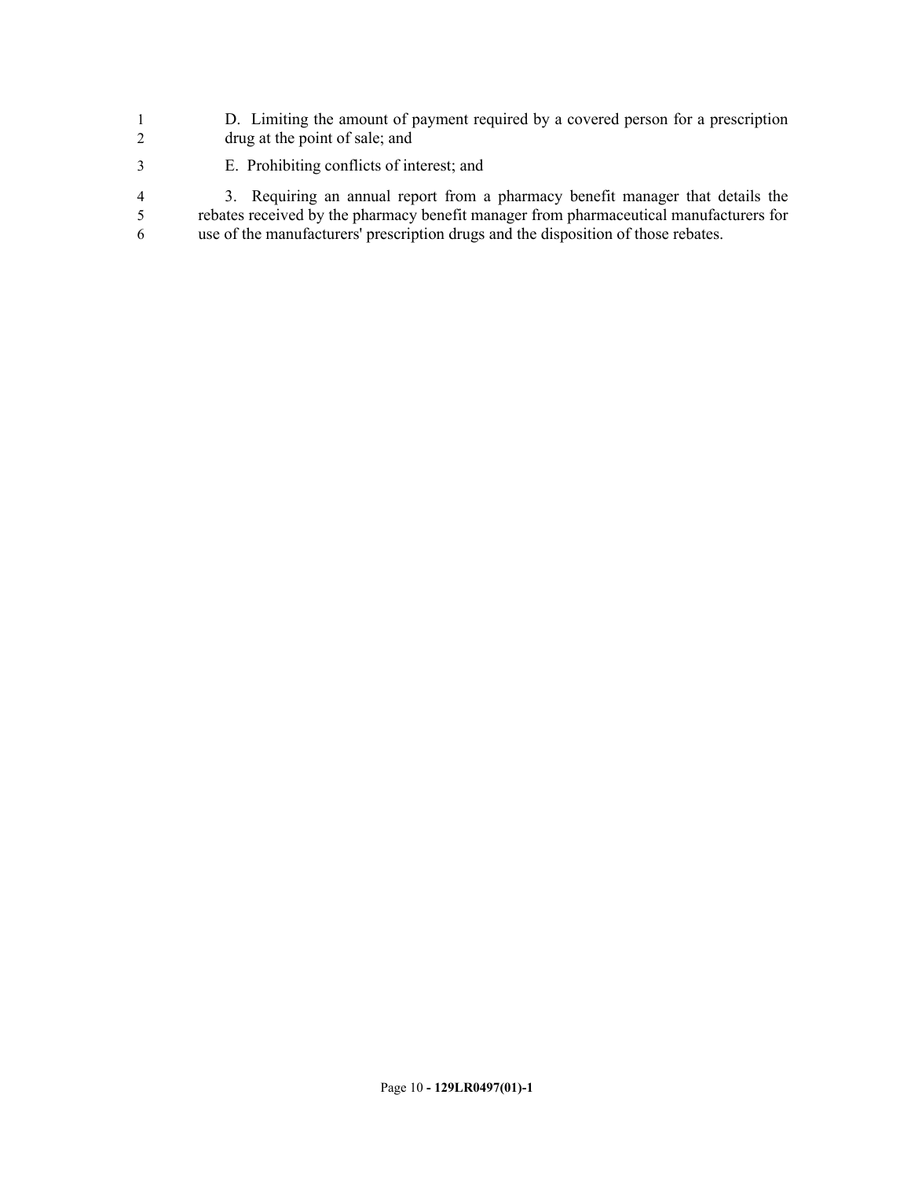D. Limiting the amount of payment required by a covered person for a prescription drug at the point of sale; and

E. Prohibiting conflicts of interest; and

3. Requiring an annual report from a pharmacy benefit manager that details the rebates received by the pharmacy benefit manager from pharmaceutical manufacturers for use of the manufacturers' prescription drugs and the disposition of those rebates.